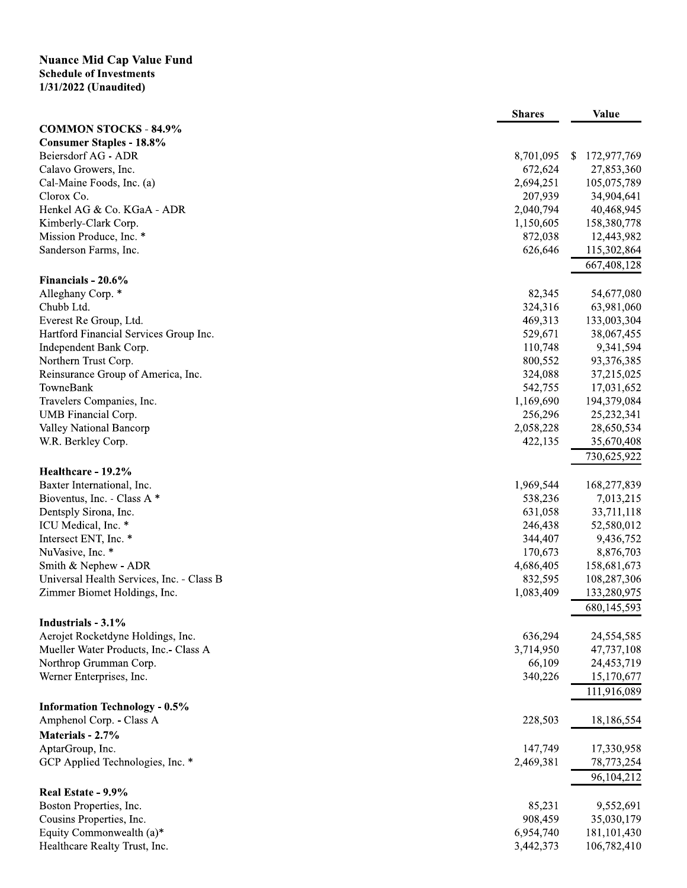# Nuance Mid Cap Value Fund

**Schedule of Investments**
**1/31/2022 (Unaudited)**

| | Shares | Value |
|---|---|---|
| **COMMON STOCKS - 84.9%** | | |
| **Consumer Staples - 18.8%** | | |
| Beiersdorf AG - ADR | 8,701,095 | $ 172,977,769 |
| Calavo Growers, Inc. | 672,624 | 27,853,360 |
| Cal-Maine Foods, Inc. (a) | 2,694,251 | 105,075,789 |
| Clorox Co. | 207,939 | 34,904,641 |
| Henkel AG & Co. KGaA - ADR | 2,040,794 | 40,468,945 |
| Kimberly-Clark Corp. | 1,150,605 | 158,380,778 |
| Mission Produce, Inc. * | 872,038 | 12,443,982 |
| Sanderson Farms, Inc. | 626,646 | 115,302,864 |
| | | 667,408,128 |
| **Financials - 20.6%** | | |
| Alleghany Corp. * | 82,345 | 54,677,080 |
| Chubb Ltd. | 324,316 | 63,981,060 |
| Everest Re Group, Ltd. | 469,313 | 133,003,304 |
| Hartford Financial Services Group Inc. | 529,671 | 38,067,455 |
| Independent Bank Corp. | 110,748 | 9,341,594 |
| Northern Trust Corp. | 800,552 | 93,376,385 |
| Reinsurance Group of America, Inc. | 324,088 | 37,215,025 |
| TowneBank | 542,755 | 17,031,652 |
| Travelers Companies, Inc. | 1,169,690 | 194,379,084 |
| UMB Financial Corp. | 256,296 | 25,232,341 |
| Valley National Bancorp | 2,058,228 | 28,650,534 |
| W.R. Berkley Corp. | 422,135 | 35,670,408 |
| | | 730,625,922 |
| **Healthcare - 19.2%** | | |
| Baxter International, Inc. | 1,969,544 | 168,277,839 |
| Bioventus, Inc. - Class A * | 538,236 | 7,013,215 |
| Dentsply Sirona, Inc. | 631,058 | 33,711,118 |
| ICU Medical, Inc. * | 246,438 | 52,580,012 |
| Intersect ENT, Inc. * | 344,407 | 9,436,752 |
| NuVasive, Inc. * | 170,673 | 8,876,703 |
| Smith & Nephew - ADR | 4,686,405 | 158,681,673 |
| Universal Health Services, Inc. - Class B | 832,595 | 108,287,306 |
| Zimmer Biomet Holdings, Inc. | 1,083,409 | 133,280,975 |
| | | 680,145,593 |
| **Industrials - 3.1%** | | |
| Aerojet Rocketdyne Holdings, Inc. | 636,294 | 24,554,585 |
| Mueller Water Products, Inc.- Class A | 3,714,950 | 47,737,108 |
| Northrop Grumman Corp. | 66,109 | 24,453,719 |
| Werner Enterprises, Inc. | 340,226 | 15,170,677 |
| | | 111,916,089 |
| **Information Technology - 0.5%** | | |
| Amphenol Corp. - Class A | 228,503 | 18,186,554 |
| **Materials - 2.7%** | | |
| AptarGroup, Inc. | 147,749 | 17,330,958 |
| GCP Applied Technologies, Inc. * | 2,469,381 | 78,773,254 |
| | | 96,104,212 |
| **Real Estate - 9.9%** | | |
| Boston Properties, Inc. | 85,231 | 9,552,691 |
| Cousins Properties, Inc. | 908,459 | 35,030,179 |
| Equity Commonwealth (a)* | 6,954,740 | 181,101,430 |
| Healthcare Realty Trust, Inc. | 3,442,373 | 106,782,410 |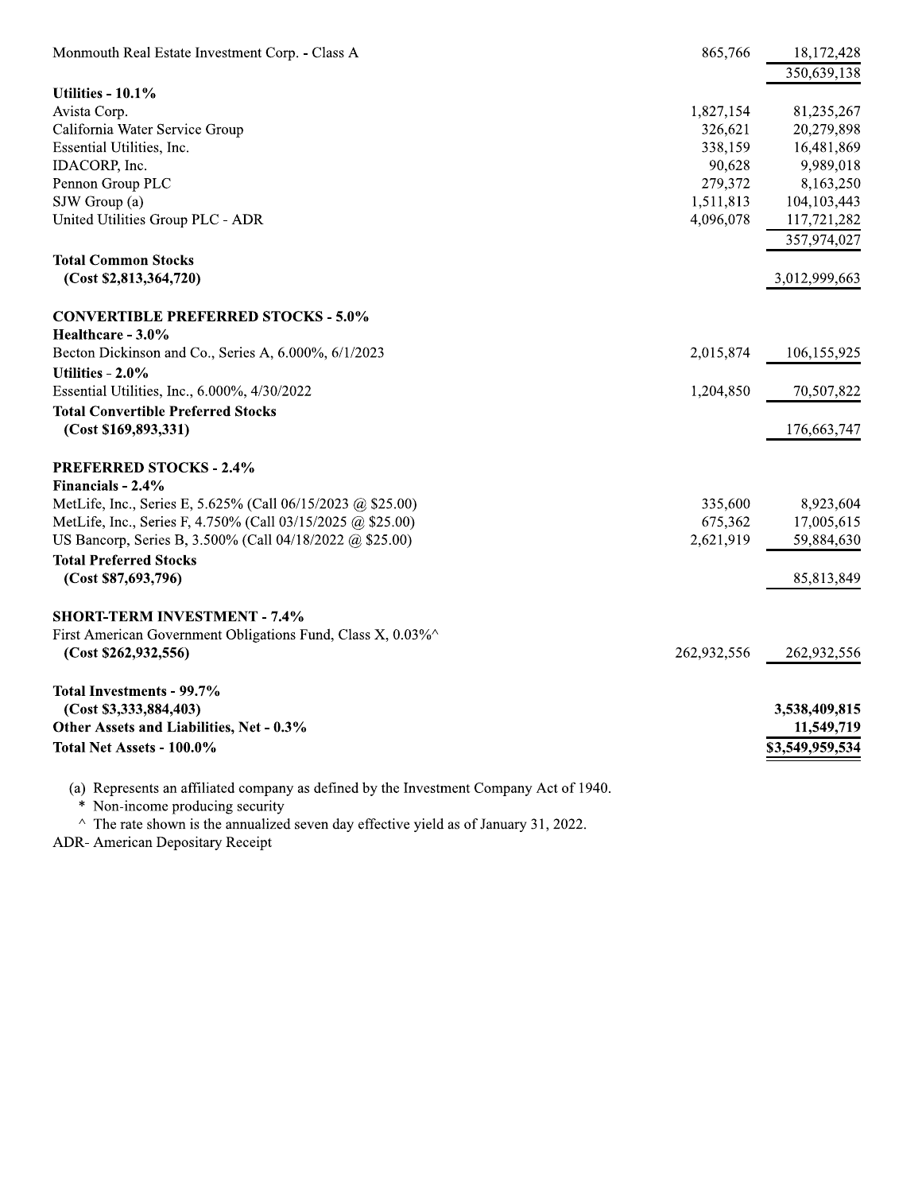| | | |
|---|---|---|
| Monmouth Real Estate Investment Corp. - Class A | 865,766 | 18,172,428 |
| | | 350,639,138 |
| **Utilities - 10.1%** | | |
| Avista Corp. | 1,827,154 | 81,235,267 |
| California Water Service Group | 326,621 | 20,279,898 |
| Essential Utilities, Inc. | 338,159 | 16,481,869 |
| IDACORP, Inc. | 90,628 | 9,989,018 |
| Pennon Group PLC | 279,372 | 8,163,250 |
| SJW Group (a) | 1,511,813 | 104,103,443 |
| United Utilities Group PLC - ADR | 4,096,078 | 117,721,282 |
| | | 357,974,027 |
| **Total Common Stocks** | | |
| **(Cost $2,813,364,720)** | | 3,012,999,663 |
| | | |
| **CONVERTIBLE PREFERRED STOCKS - 5.0%** | | |
| **Healthcare - 3.0%** | | |
| Becton Dickinson and Co., Series A, 6.000%, 6/1/2023 | 2,015,874 | 106,155,925 |
| **Utilities - 2.0%** | | |
| Essential Utilities, Inc., 6.000%, 4/30/2022 | 1,204,850 | 70,507,822 |
| **Total Convertible Preferred Stocks** | | |
| **(Cost $169,893,331)** | | 176,663,747 |
| | | |
| **PREFERRED STOCKS - 2.4%** | | |
| **Financials - 2.4%** | | |
| MetLife, Inc., Series E, 5.625% (Call 06/15/2023 @ $25.00) | 335,600 | 8,923,604 |
| MetLife, Inc., Series F, 4.750% (Call 03/15/2025 @ $25.00) | 675,362 | 17,005,615 |
| US Bancorp, Series B, 3.500% (Call 04/18/2022 @ $25.00) | 2,621,919 | 59,884,630 |
| **Total Preferred Stocks** | | |
| **(Cost $87,693,796)** | | 85,813,849 |
| | | |
| **SHORT-TERM INVESTMENT - 7.4%** | | |
| First American Government Obligations Fund, Class X, 0.03%^ | | |
| **(Cost $262,932,556)** | 262,932,556 | 262,932,556 |
| | | |
| **Total Investments - 99.7%** | | |
| **(Cost $3,333,884,403)** | | **3,538,409,815** |
| **Other Assets and Liabilities, Net - 0.3%** | | **11,549,719** |
| **Total Net Assets - 100.0%** | | **$3,549,959,534** |

(a) Represents an affiliated company as defined by the Investment Company Act of 1940.

\* Non-income producing security

^ The rate shown is the annualized seven day effective yield as of January 31, 2022.

ADR- American Depositary Receipt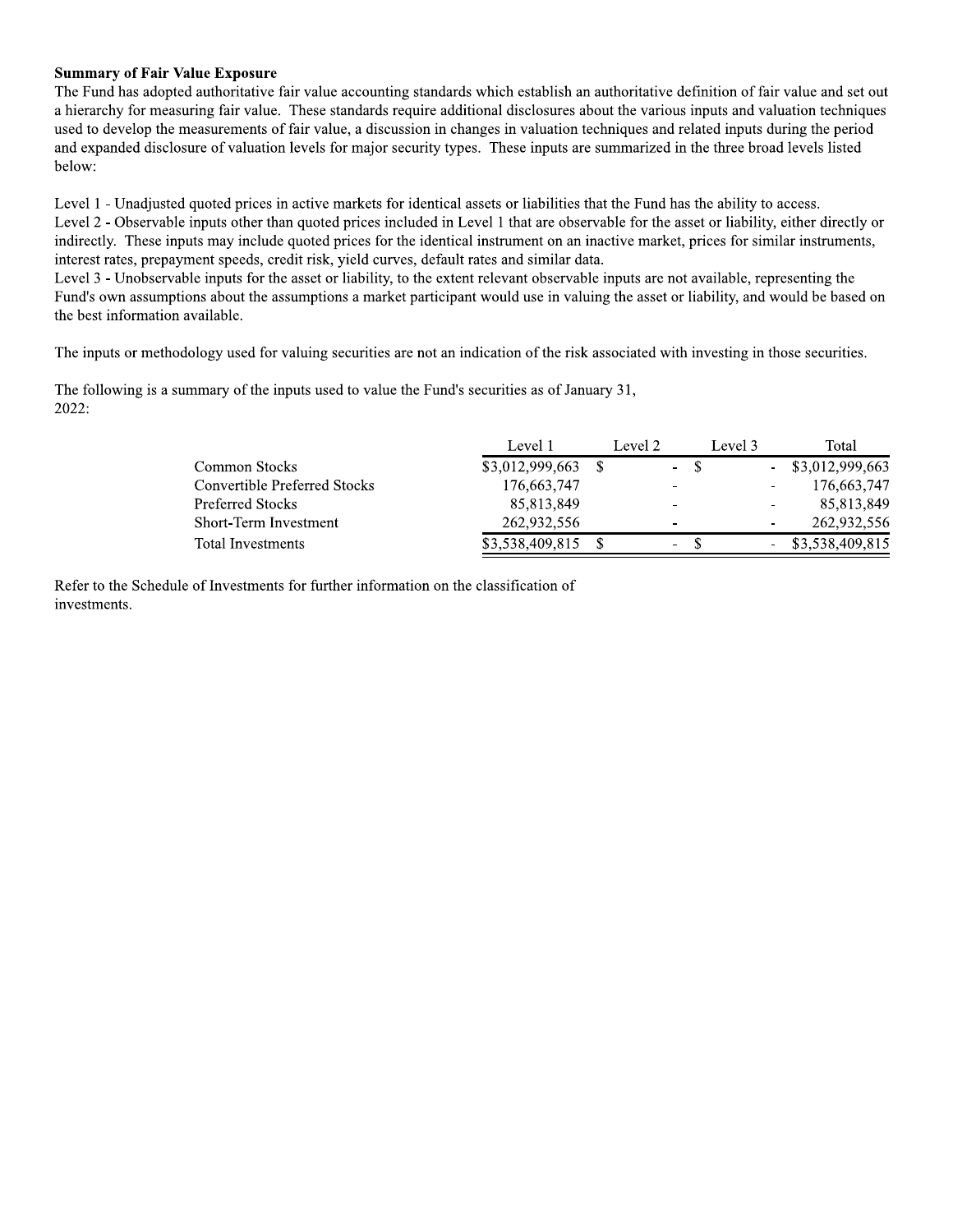**Summary of Fair Value Exposure**

The Fund has adopted authoritative fair value accounting standards which establish an authoritative definition of fair value and set out a hierarchy for measuring fair value. These standards require additional disclosures about the various inputs and valuation techniques used to develop the measurements of fair value, a discussion in changes in valuation techniques and related inputs during the period and expanded disclosure of valuation levels for major security types. These inputs are summarized in the three broad levels listed below:

Level 1 - Unadjusted quoted prices in active markets for identical assets or liabilities that the Fund has the ability to access.

Level 2 - Observable inputs other than quoted prices included in Level 1 that are observable for the asset or liability, either directly or indirectly. These inputs may include quoted prices for the identical instrument on an inactive market, prices for similar instruments, interest rates, prepayment speeds, credit risk, yield curves, default rates and similar data.

Level 3 - Unobservable inputs for the asset or liability, to the extent relevant observable inputs are not available, representing the Fund's own assumptions about the assumptions a market participant would use in valuing the asset or liability, and would be based on the best information available.

The inputs or methodology used for valuing securities are not an indication of the risk associated with investing in those securities.

The following is a summary of the inputs used to value the Fund's securities as of January 31, 2022:

| | Level 1 | Level 2 | Level 3 | Total |
|---|---|---|---|---|
| Common Stocks | $3,012,999,663 | $ - | $ - | $3,012,999,663 |
| Convertible Preferred Stocks | 176,663,747 | - | - | 176,663,747 |
| Preferred Stocks | 85,813,849 | - | - | 85,813,849 |
| Short-Term Investment | 262,932,556 | - | - | 262,932,556 |
| Total Investments | $3,538,409,815 | $ - | $ - | $3,538,409,815 |

Refer to the Schedule of Investments for further information on the classification of investments.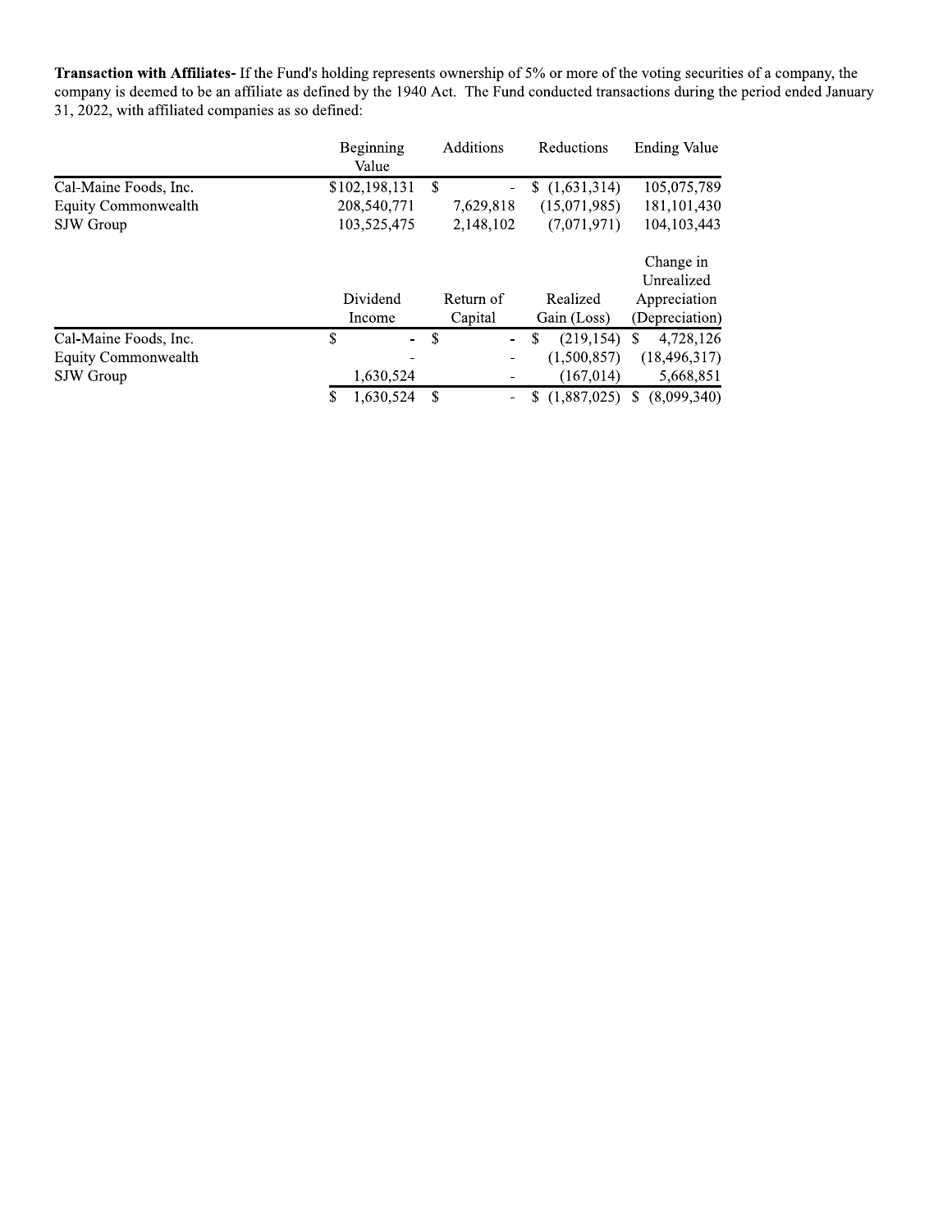**Transaction with Affiliates-** If the Fund's holding represents ownership of 5% or more of the voting securities of a company, the company is deemed to be an affiliate as defined by the 1940 Act. The Fund conducted transactions during the period ended January 31, 2022, with affiliated companies as so defined:

| | Beginning Value | Additions | Reductions | Ending Value |
|---|---|---|---|---|
| Cal-Maine Foods, Inc. | $102,198,131 | $ - | $ (1,631,314) | 105,075,789 |
| Equity Commonwealth | 208,540,771 | 7,629,818 | (15,071,985) | 181,101,430 |
| SJW Group | 103,525,475 | 2,148,102 | (7,071,971) | 104,103,443 |

| | Dividend Income | Return of Capital | Realized Gain (Loss) | Change in Unrealized Appreciation (Depreciation) |
|---|---|---|---|---|
| Cal-Maine Foods, Inc. | $ - | $ - | $ (219,154) | $ 4,728,126 |
| Equity Commonwealth | - | - | (1,500,857) | (18,496,317) |
| SJW Group | 1,630,524 | - | (167,014) | 5,668,851 |
| | $ 1,630,524 | $ - | $ (1,887,025) | $ (8,099,340) |